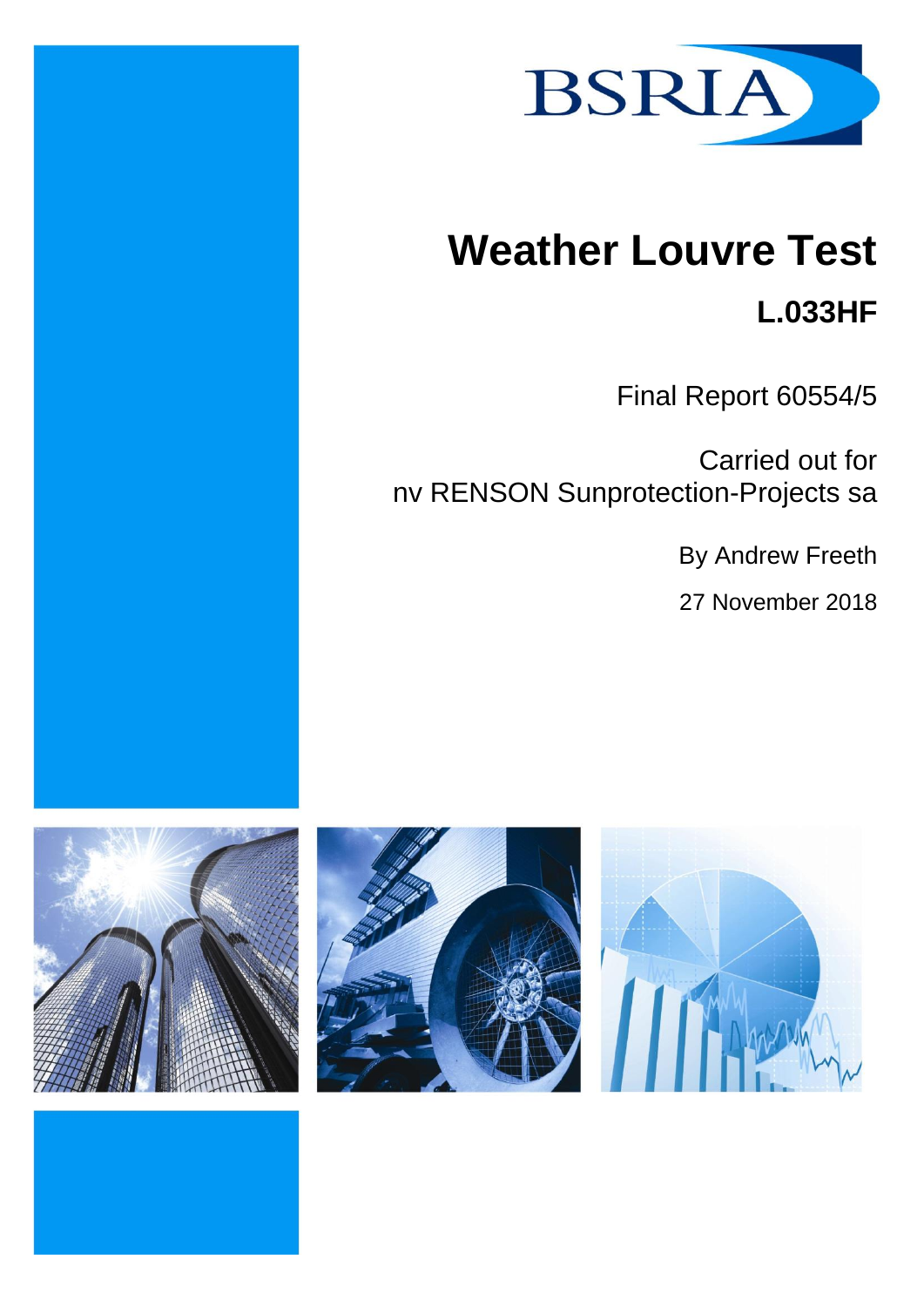BSRIA

# Weather Louvre Test

## L.033HF

Final Report 60554/5

Carried out for
nv RENSON Sunprotection-Projects sa

By Andrew Freeth

27 November 2018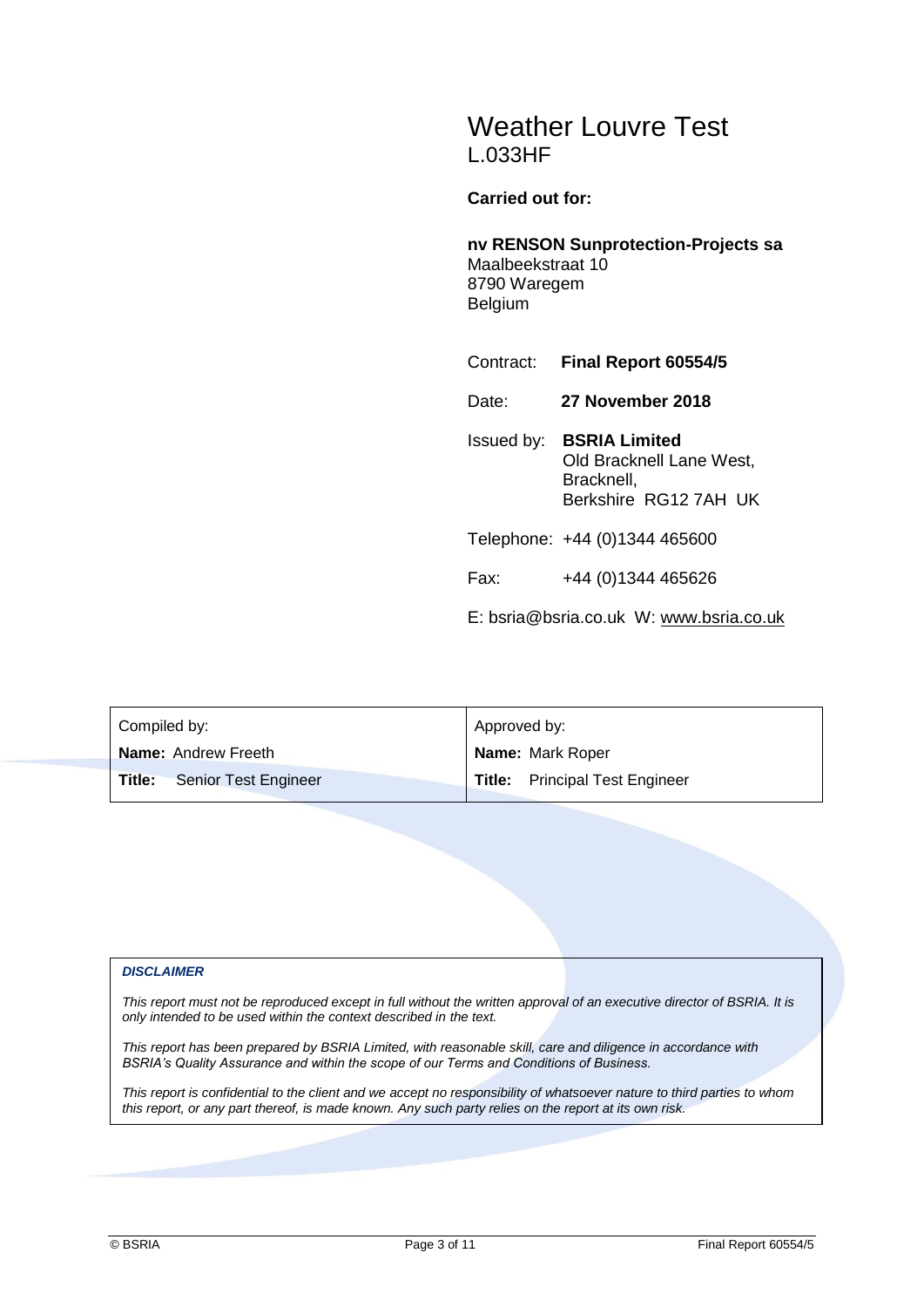# Weather Louvre Test

L.033HF

**Carried out for:**

**nv RENSON Sunprotection-Projects sa**
Maalbeekstraat 10
8790 Waregem
Belgium

Contract: **Final Report 60554/5**

Date: **27 November 2018**

Issued by: **BSRIA Limited**
Old Bracknell Lane West,
Bracknell,
Berkshire RG12 7AH UK

Telephone: +44 (0)1344 465600

Fax: +44 (0)1344 465626

E: bsria@bsria.co.uk W: www.bsria.co.uk

| Compiled by: | Approved by: |
|---|---|
| **Name:** Andrew Freeth | **Name:** Mark Roper |
| **Title:** Senior Test Engineer | **Title:** Principal Test Engineer |

***DISCLAIMER***

*This report must not be reproduced except in full without the written approval of an executive director of BSRIA. It is only intended to be used within the context described in the text.*

*This report has been prepared by BSRIA Limited, with reasonable skill, care and diligence in accordance with BSRIA's Quality Assurance and within the scope of our Terms and Conditions of Business.*

*This report is confidential to the client and we accept no responsibility of whatsoever nature to third parties to whom this report, or any part thereof, is made known. Any such party relies on the report at its own risk.*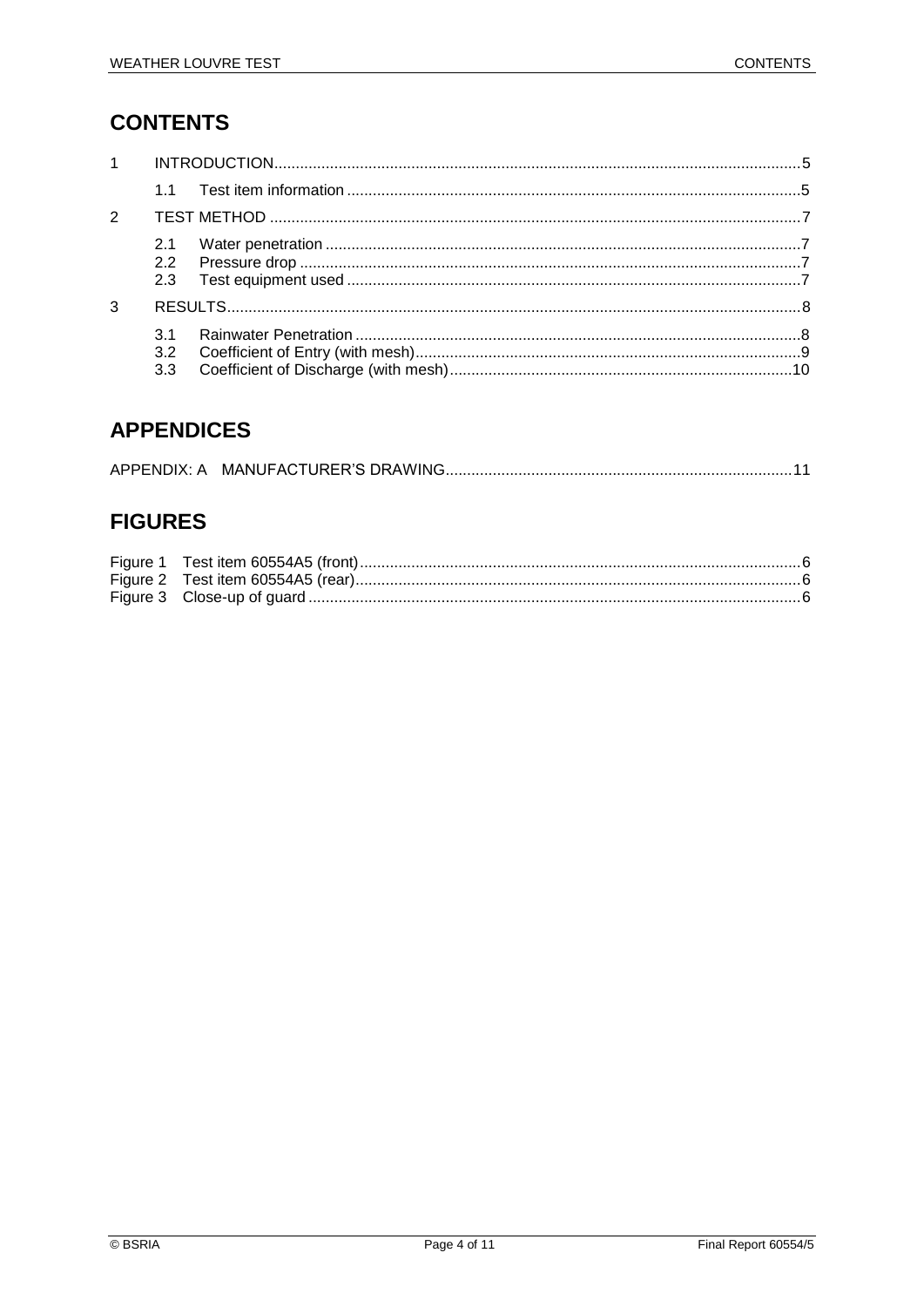# CONTENTS

1 INTRODUCTION .......... 5

- 1.1 Test item information .......... 5

2 TEST METHOD .......... 7

- 2.1 Water penetration .......... 7
- 2.2 Pressure drop .......... 7
- 2.3 Test equipment used .......... 7

3 RESULTS .......... 8

- 3.1 Rainwater Penetration .......... 8
- 3.2 Coefficient of Entry (with mesh) .......... 9
- 3.3 Coefficient of Discharge (with mesh) .......... 10

# APPENDICES

APPENDIX: A MANUFACTURER'S DRAWING .......... 11

# FIGURES

Figure 1 Test item 60554A5 (front) .......... 6
Figure 2 Test item 60554A5 (rear) .......... 6
Figure 3 Close-up of guard .......... 6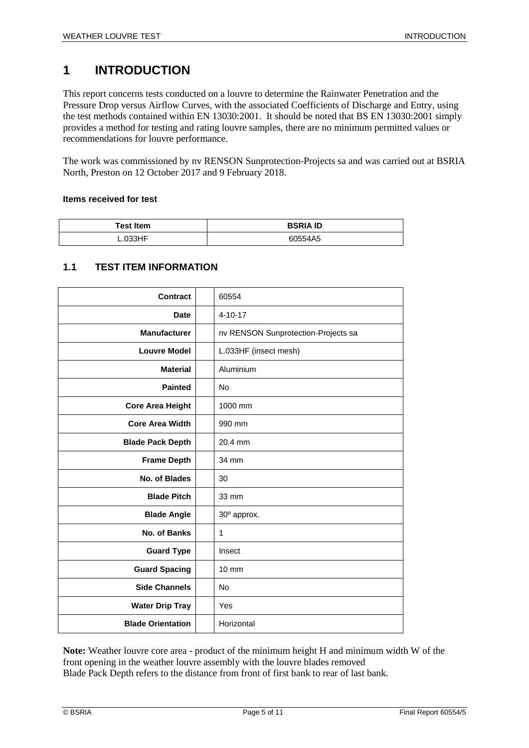# 1 INTRODUCTION

This report concerns tests conducted on a louvre to determine the Rainwater Penetration and the Pressure Drop versus Airflow Curves, with the associated Coefficients of Discharge and Entry, using the test methods contained within EN 13030:2001. It should be noted that BS EN 13030:2001 simply provides a method for testing and rating louvre samples, there are no minimum permitted values or recommendations for louvre performance.

The work was commissioned by nv RENSON Sunprotection-Projects sa and was carried out at BSRIA North, Preston on 12 October 2017 and 9 February 2018.

**Items received for test**

| Test Item | BSRIA ID |
|---|---|
| L.033HF | 60554A5 |

## 1.1 TEST ITEM INFORMATION

| | | |
|---|---|---|
| **Contract** | | 60554 |
| **Date** | | 4-10-17 |
| **Manufacturer** | | nv RENSON Sunprotection-Projects sa |
| **Louvre Model** | | L.033HF (insect mesh) |
| **Material** | | Aluminium |
| **Painted** | | No |
| **Core Area Height** | | 1000 mm |
| **Core Area Width** | | 990 mm |
| **Blade Pack Depth** | | 20.4 mm |
| **Frame Depth** | | 34 mm |
| **No. of Blades** | | 30 |
| **Blade Pitch** | | 33 mm |
| **Blade Angle** | | 30º approx. |
| **No. of Banks** | | 1 |
| **Guard Type** | | Insect |
| **Guard Spacing** | | 10 mm |
| **Side Channels** | | No |
| **Water Drip Tray** | | Yes |
| **Blade Orientation** | | Horizontal |

**Note:** Weather louvre core area - product of the minimum height H and minimum width W of the front opening in the weather louvre assembly with the louvre blades removed
Blade Pack Depth refers to the distance from front of first bank to rear of last bank.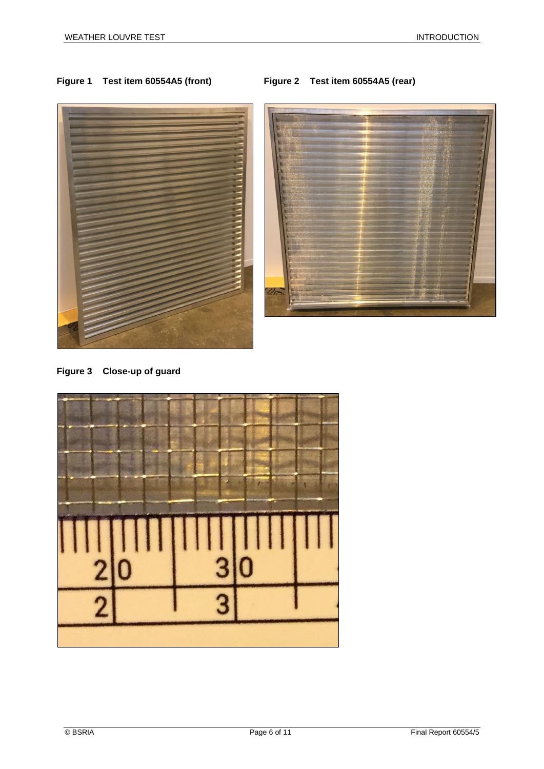**Figure 1 Test item 60554A5 (front)**

**Figure 2 Test item 60554A5 (rear)**

**Figure 3 Close-up of guard**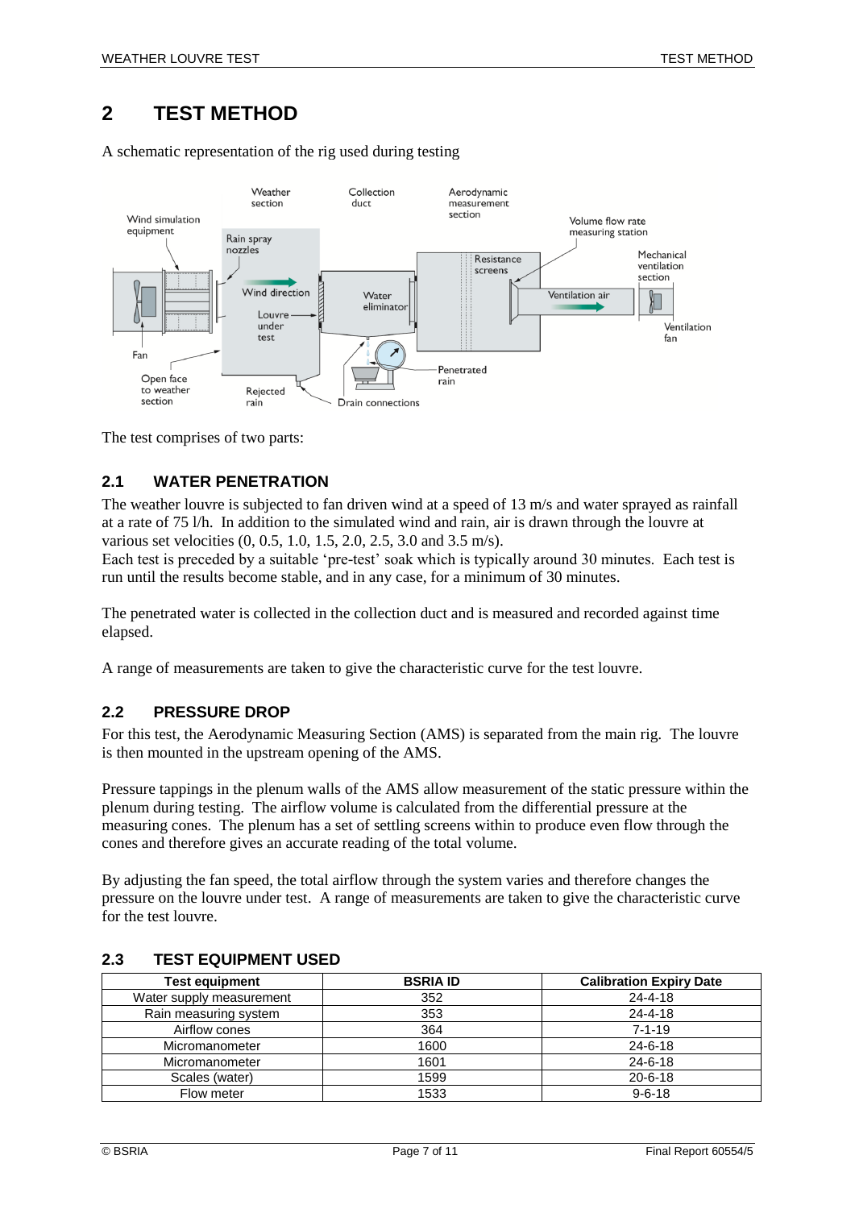# 2 TEST METHOD

A schematic representation of the rig used during testing

The test comprises of two parts:

## 2.1 WATER PENETRATION

The weather louvre is subjected to fan driven wind at a speed of 13 m/s and water sprayed as rainfall at a rate of 75 l/h. In addition to the simulated wind and rain, air is drawn through the louvre at various set velocities (0, 0.5, 1.0, 1.5, 2.0, 2.5, 3.0 and 3.5 m/s).
Each test is preceded by a suitable 'pre-test' soak which is typically around 30 minutes. Each test is run until the results become stable, and in any case, for a minimum of 30 minutes.

The penetrated water is collected in the collection duct and is measured and recorded against time elapsed.

A range of measurements are taken to give the characteristic curve for the test louvre.

## 2.2 PRESSURE DROP

For this test, the Aerodynamic Measuring Section (AMS) is separated from the main rig. The louvre is then mounted in the upstream opening of the AMS.

Pressure tappings in the plenum walls of the AMS allow measurement of the static pressure within the plenum during testing. The airflow volume is calculated from the differential pressure at the measuring cones. The plenum has a set of settling screens within to produce even flow through the cones and therefore gives an accurate reading of the total volume.

By adjusting the fan speed, the total airflow through the system varies and therefore changes the pressure on the louvre under test. A range of measurements are taken to give the characteristic curve for the test louvre.

## 2.3 TEST EQUIPMENT USED

| Test equipment | BSRIA ID | Calibration Expiry Date |
|---|---|---|
| Water supply measurement | 352 | 24-4-18 |
| Rain measuring system | 353 | 24-4-18 |
| Airflow cones | 364 | 7-1-19 |
| Micromanometer | 1600 | 24-6-18 |
| Micromanometer | 1601 | 24-6-18 |
| Scales (water) | 1599 | 20-6-18 |
| Flow meter | 1533 | 9-6-18 |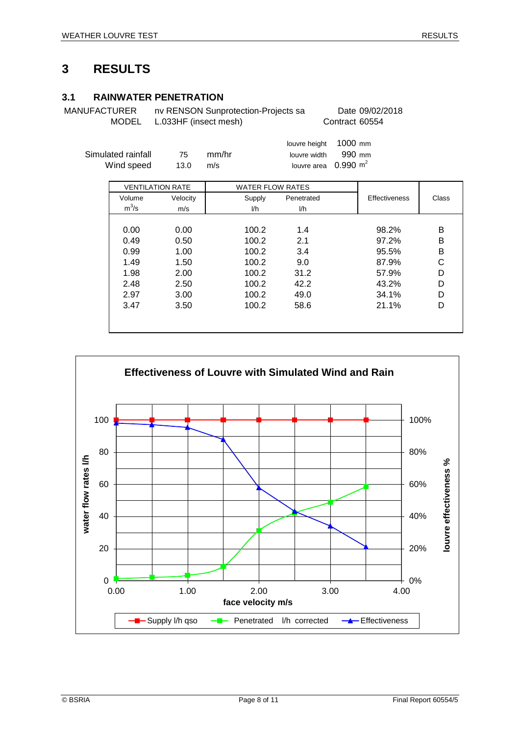# 3 RESULTS

## 3.1 RAINWATER PENETRATION

MANUFACTURER nv RENSON Sunprotection-Projects sa Date 09/02/2018

MODEL L.033HF (insect mesh) Contract 60554

Simulated rainfall 75 mm/hr

Wind speed 13.0 m/s

louvre height 1000 mm

louvre width 990 mm

louvre area 0.990 $m^2$

| VENTILATION RATE | | WATER FLOW RATES | | Effectiveness | Class |
|---|---|---|---|---|---|
| Volume $m^3/s$ | Velocity m/s | Supply l/h | Penetrated l/h | | |
| 0.00 | 0.00 | 100.2 | 1.4 | 98.2% | B |
| 0.49 | 0.50 | 100.2 | 2.1 | 97.2% | B |
| 0.99 | 1.00 | 100.2 | 3.4 | 95.5% | B |
| 1.49 | 1.50 | 100.2 | 9.0 | 87.9% | C |
| 1.98 | 2.00 | 100.2 | 31.2 | 57.9% | D |
| 2.48 | 2.50 | 100.2 | 42.2 | 43.2% | D |
| 2.97 | 3.00 | 100.2 | 49.0 | 34.1% | D |
| 3.47 | 3.50 | 100.2 | 58.6 | 21.1% | D |

**Effectiveness of Louvre with Simulated Wind and Rain**

[Chart: x-axis "face velocity m/s" (0.00–4.00); left y-axis "water flow rates l/h" (0–100); right y-axis "louvre effectiveness %" (0%–100%). Legend: Supply l/h qso; Penetrated l/h corrected; Effectiveness]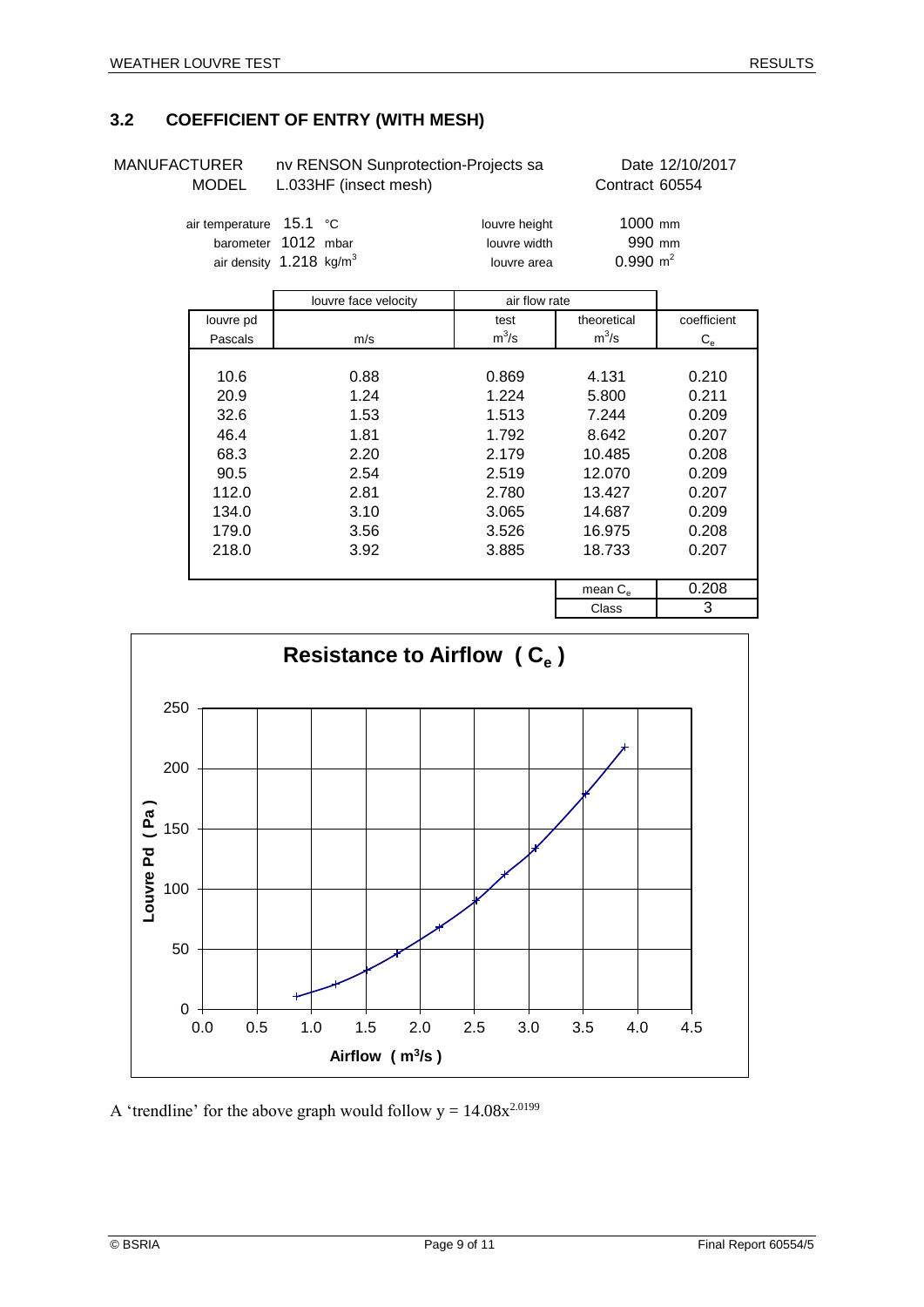## 3.2 COEFFICIENT OF ENTRY (WITH MESH)

MANUFACTURER nv RENSON Sunprotection-Projects sa — Date 12/10/2017

MODEL L.033HF (insect mesh) — Contract 60554

| | | | |
|---|---|---|---|
| air temperature | 15.1 °C | louvre height | 1000 mm |
| barometer | 1012 mbar | louvre width | 990 mm |
| air density | 1.218 $kg/m^3$ | louvre area | 0.990 $m^2$ |

| louvre pd | louvre face velocity | air flow rate | | coefficient |
|---|---|---|---|---|
| | | test | theoretical | |
| Pascals | m/s | $m^3/s$ | $m^3/s$ | $C_e$ |
| 10.6 | 0.88 | 0.869 | 4.131 | 0.210 |
| 20.9 | 1.24 | 1.224 | 5.800 | 0.211 |
| 32.6 | 1.53 | 1.513 | 7.244 | 0.209 |
| 46.4 | 1.81 | 1.792 | 8.642 | 0.207 |
| 68.3 | 2.20 | 2.179 | 10.485 | 0.208 |
| 90.5 | 2.54 | 2.519 | 12.070 | 0.209 |
| 112.0 | 2.81 | 2.780 | 13.427 | 0.207 |
| 134.0 | 3.10 | 3.065 | 14.687 | 0.209 |
| 179.0 | 3.56 | 3.526 | 16.975 | 0.208 |
| 218.0 | 3.92 | 3.885 | 18.733 | 0.207 |
| | | | mean $C_e$ | 0.208 |
| | | | Class | 3 |

**Resistance to Airflow ( $C_e$ )**

A 'trendline' for the above graph would follow $y = 14.08x^{2.0199}$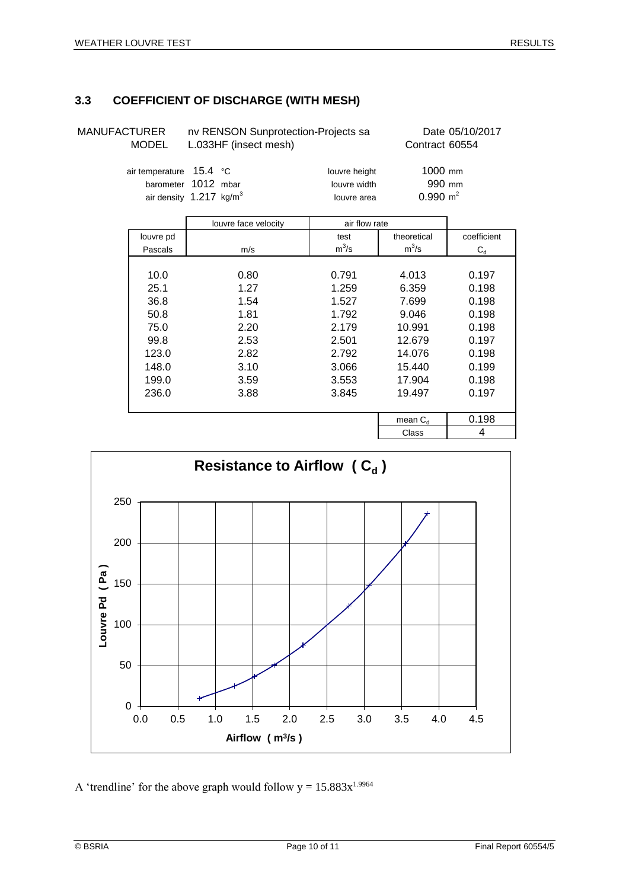## 3.3 COEFFICIENT OF DISCHARGE (WITH MESH)

MANUFACTURER nv RENSON Sunprotection-Projects sa  Date 05/10/2017
MODEL L.033HF (insect mesh)  Contract 60554

air temperature 15.4 °C  louvre height 1000 mm
barometer 1012 mbar  louvre width 990 mm
air density 1.217 kg/m³  louvre area 0.990 m²

| louvre pd | louvre face velocity | air flow rate | | |
|---|---|---|---|---|
| | | test | theoretical | coefficient |
| Pascals | m/s | $m^3/s$ | $m^3/s$ | $C_d$ |
| 10.0 | 0.80 | 0.791 | 4.013 | 0.197 |
| 25.1 | 1.27 | 1.259 | 6.359 | 0.198 |
| 36.8 | 1.54 | 1.527 | 7.699 | 0.198 |
| 50.8 | 1.81 | 1.792 | 9.046 | 0.198 |
| 75.0 | 2.20 | 2.179 | 10.991 | 0.198 |
| 99.8 | 2.53 | 2.501 | 12.679 | 0.197 |
| 123.0 | 2.82 | 2.792 | 14.076 | 0.198 |
| 148.0 | 3.10 | 3.066 | 15.440 | 0.199 |
| 199.0 | 3.59 | 3.553 | 17.904 | 0.198 |
| 236.0 | 3.88 | 3.845 | 19.497 | 0.197 |
| | | | mean $C_d$ | 0.198 |
| | | | Class | 4 |

**Resistance to Airflow ( $C_d$ )**

Louvre Pd ( Pa ) vs Airflow ( m³/s )

A 'trendline' for the above graph would follow $y = 15.883x^{1.9964}$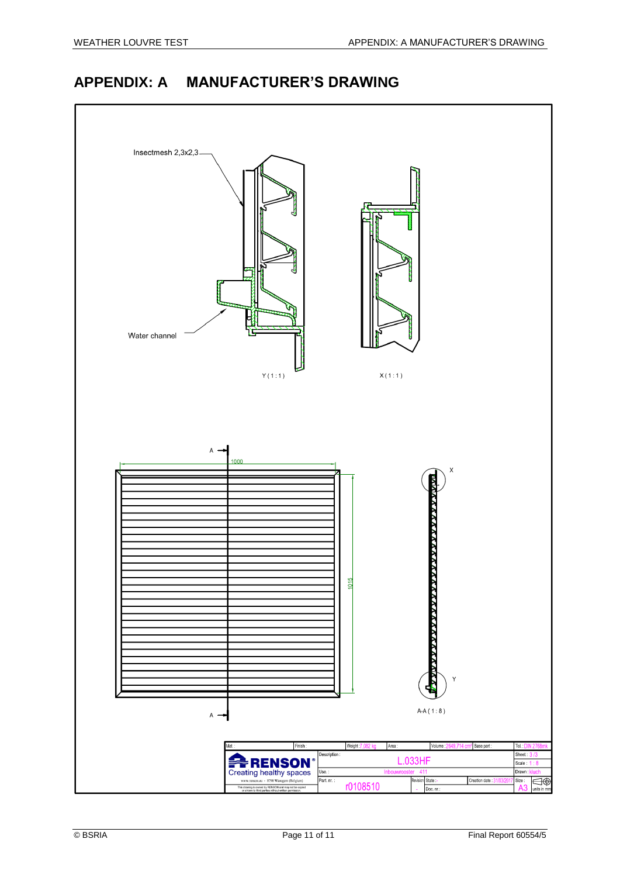# APPENDIX: A MANUFACTURER'S DRAWING

Insectmesh 2,3x2,3

Water channel

Y ( 1 : 1 )

X ( 1 : 1 )

A

1000

1015

X

Y

A-A ( 1 : 8 )

A

Mat. :

Finish :

Weight : 7,082 kg

Area :

Volume : 2649,714 cm³

Base part :

Tol. : DIN 2768mk

RENSON®

Creating healthy spaces

www.renson.eu - 8790 Waregem (Belgium)

This drawing is owned by RENSON and may not be copied or shown to third parties without written permission.

Description :

L.033HF

Use :

Inbouwrooster 411

Part. nr. :

r0108510

Revision

-

State :-

Doc. nr.:

Creation date : 31/03/2017

Sheet : 3 /3

Scale : 1 : 8

Drawn : kluch

Size : A3

units in mm